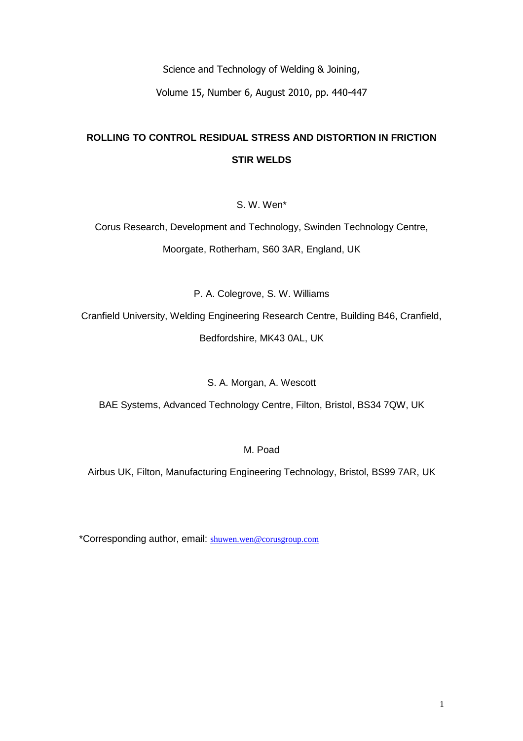Science and Technology of Welding & Joining,

Volume 15, Number 6, August 2010, pp. 440-447

# ROLLING TO CONTROL RESIDUAL STRESS AND DISTORTION IN FRICTION STIR WELDS

S. W. Wen*

Corus Research, Development and Technology, Swinden Technology Centre,

Moorgate, Rotherham, S60 3AR, England, UK

P. A. Colegrove, S. W. Williams

Cranfield University, Welding Engineering Research Centre, Building B46, Cranfield,

Bedfordshire, MK43 0AL, UK

S. A. Morgan, A. Wescott

BAE Systems, Advanced Technology Centre, Filton, Bristol, BS34 7QW, UK

M. Poad

Airbus UK, Filton, Manufacturing Engineering Technology, Bristol, BS99 7AR, UK

*Corresponding author, email: shuwen.wen@corusgroup.com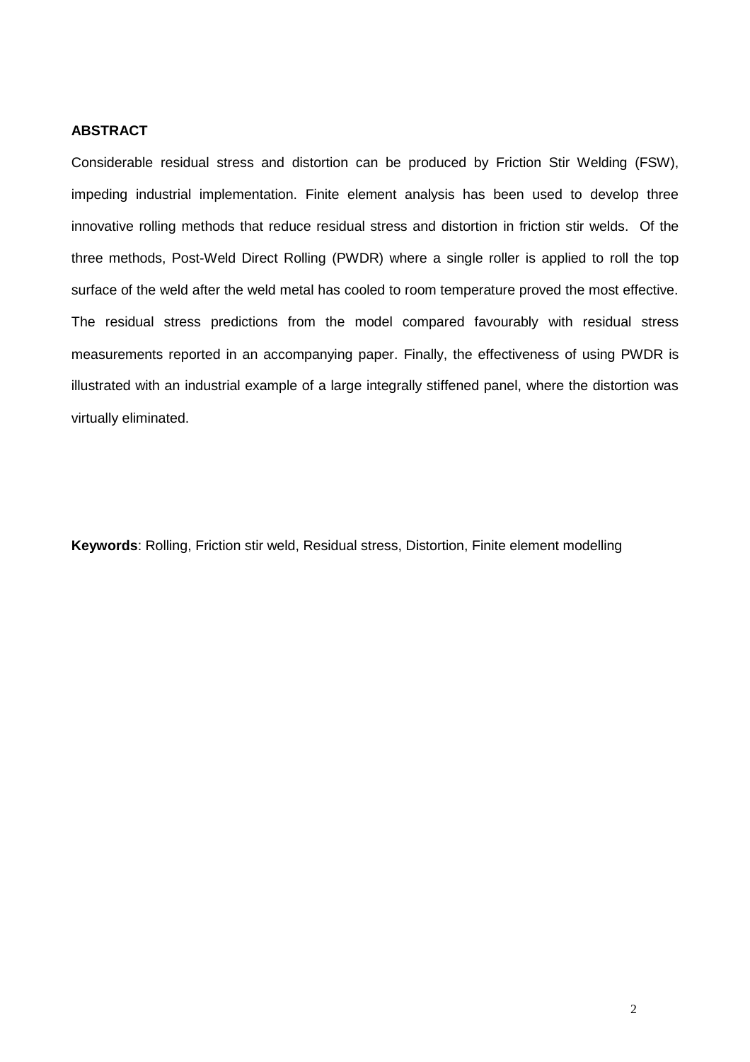**ABSTRACT**

Considerable residual stress and distortion can be produced by Friction Stir Welding (FSW), impeding industrial implementation. Finite element analysis has been used to develop three innovative rolling methods that reduce residual stress and distortion in friction stir welds. Of the three methods, Post-Weld Direct Rolling (PWDR) where a single roller is applied to roll the top surface of the weld after the weld metal has cooled to room temperature proved the most effective. The residual stress predictions from the model compared favourably with residual stress measurements reported in an accompanying paper. Finally, the effectiveness of using PWDR is illustrated with an industrial example of a large integrally stiffened panel, where the distortion was virtually eliminated.

**Keywords**: Rolling, Friction stir weld, Residual stress, Distortion, Finite element modelling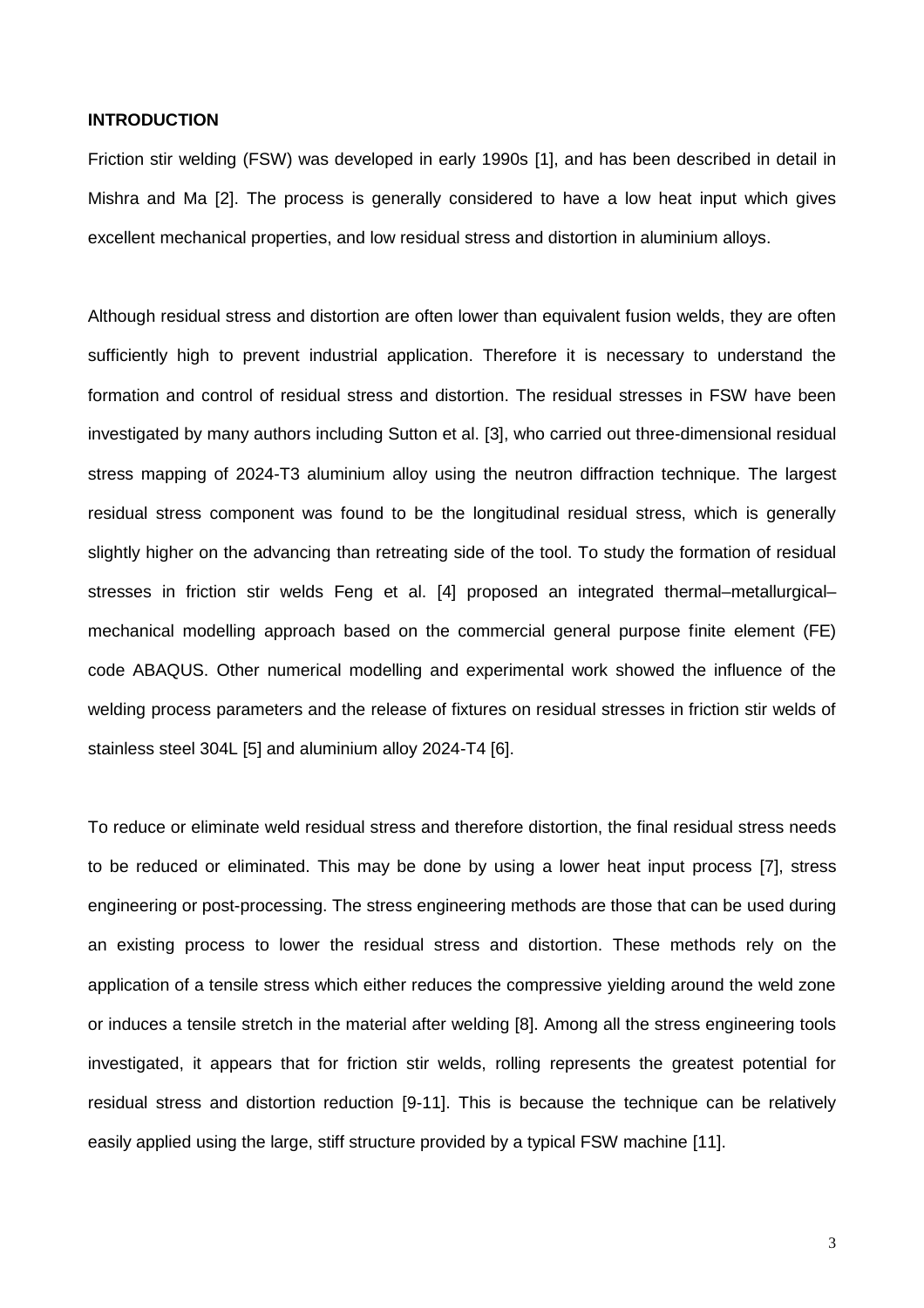## INTRODUCTION

Friction stir welding (FSW) was developed in early 1990s [1], and has been described in detail in Mishra and Ma [2]. The process is generally considered to have a low heat input which gives excellent mechanical properties, and low residual stress and distortion in aluminium alloys.

Although residual stress and distortion are often lower than equivalent fusion welds, they are often sufficiently high to prevent industrial application. Therefore it is necessary to understand the formation and control of residual stress and distortion. The residual stresses in FSW have been investigated by many authors including Sutton et al. [3], who carried out three-dimensional residual stress mapping of 2024-T3 aluminium alloy using the neutron diffraction technique. The largest residual stress component was found to be the longitudinal residual stress, which is generally slightly higher on the advancing than retreating side of the tool. To study the formation of residual stresses in friction stir welds Feng et al. [4] proposed an integrated thermal–metallurgical–mechanical modelling approach based on the commercial general purpose finite element (FE) code ABAQUS. Other numerical modelling and experimental work showed the influence of the welding process parameters and the release of fixtures on residual stresses in friction stir welds of stainless steel 304L [5] and aluminium alloy 2024-T4 [6].

To reduce or eliminate weld residual stress and therefore distortion, the final residual stress needs to be reduced or eliminated. This may be done by using a lower heat input process [7], stress engineering or post-processing. The stress engineering methods are those that can be used during an existing process to lower the residual stress and distortion. These methods rely on the application of a tensile stress which either reduces the compressive yielding around the weld zone or induces a tensile stretch in the material after welding [8]. Among all the stress engineering tools investigated, it appears that for friction stir welds, rolling represents the greatest potential for residual stress and distortion reduction [9-11]. This is because the technique can be relatively easily applied using the large, stiff structure provided by a typical FSW machine [11].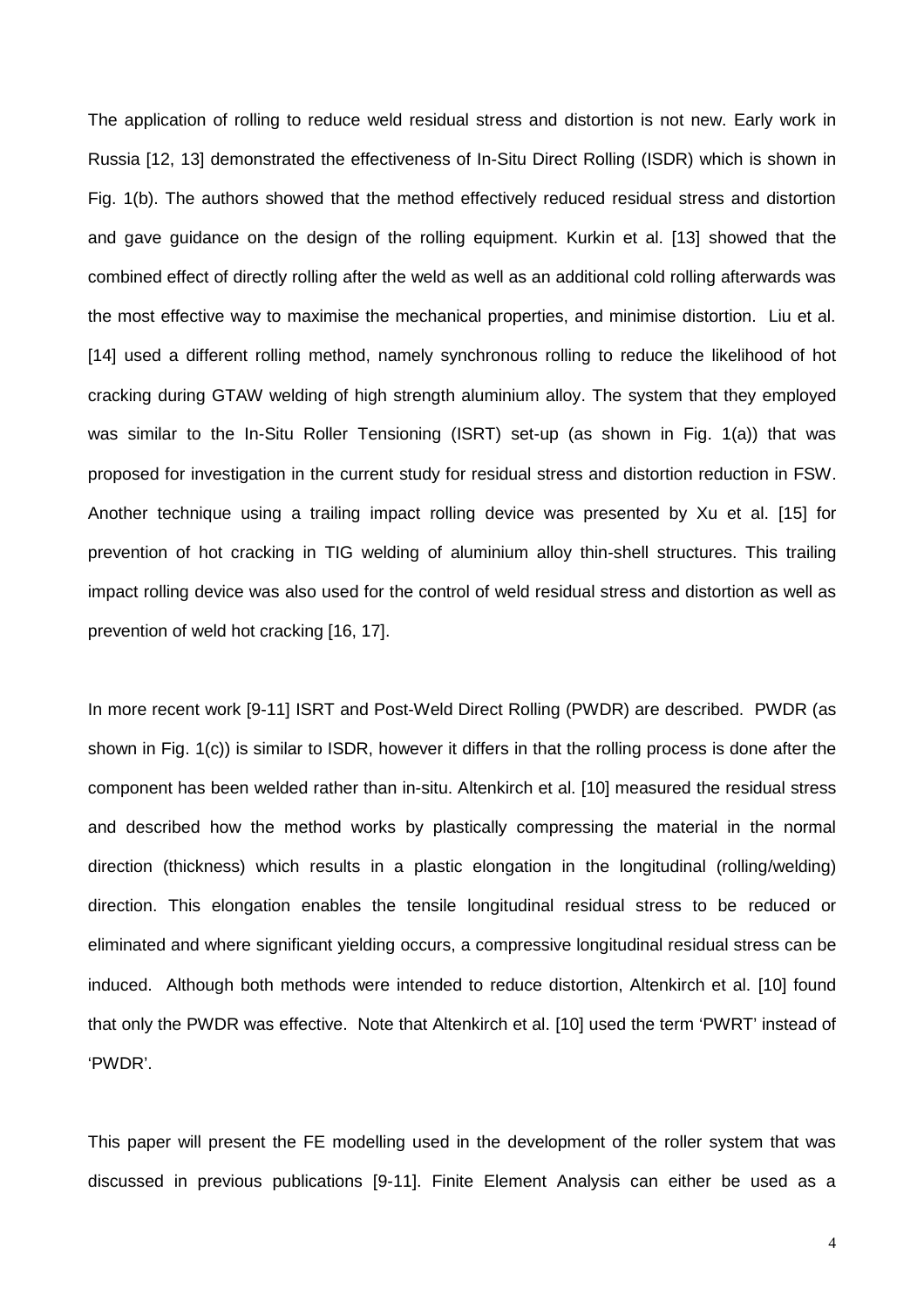The application of rolling to reduce weld residual stress and distortion is not new. Early work in Russia [12, 13] demonstrated the effectiveness of In-Situ Direct Rolling (ISDR) which is shown in Fig. 1(b). The authors showed that the method effectively reduced residual stress and distortion and gave guidance on the design of the rolling equipment. Kurkin et al. [13] showed that the combined effect of directly rolling after the weld as well as an additional cold rolling afterwards was the most effective way to maximise the mechanical properties, and minimise distortion. Liu et al. [14] used a different rolling method, namely synchronous rolling to reduce the likelihood of hot cracking during GTAW welding of high strength aluminium alloy. The system that they employed was similar to the In-Situ Roller Tensioning (ISRT) set-up (as shown in Fig. 1(a)) that was proposed for investigation in the current study for residual stress and distortion reduction in FSW. Another technique using a trailing impact rolling device was presented by Xu et al. [15] for prevention of hot cracking in TIG welding of aluminium alloy thin-shell structures. This trailing impact rolling device was also used for the control of weld residual stress and distortion as well as prevention of weld hot cracking [16, 17].

In more recent work [9-11] ISRT and Post-Weld Direct Rolling (PWDR) are described. PWDR (as shown in Fig. 1(c)) is similar to ISDR, however it differs in that the rolling process is done after the component has been welded rather than in-situ. Altenkirch et al. [10] measured the residual stress and described how the method works by plastically compressing the material in the normal direction (thickness) which results in a plastic elongation in the longitudinal (rolling/welding) direction. This elongation enables the tensile longitudinal residual stress to be reduced or eliminated and where significant yielding occurs, a compressive longitudinal residual stress can be induced. Although both methods were intended to reduce distortion, Altenkirch et al. [10] found that only the PWDR was effective. Note that Altenkirch et al. [10] used the term 'PWRT' instead of 'PWDR'.

This paper will present the FE modelling used in the development of the roller system that was discussed in previous publications [9-11]. Finite Element Analysis can either be used as a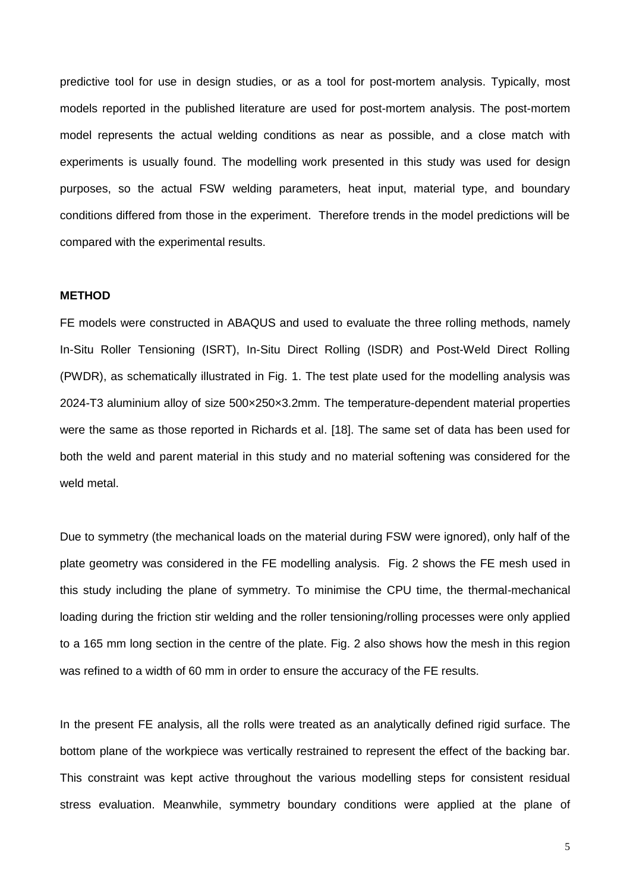predictive tool for use in design studies, or as a tool for post-mortem analysis. Typically, most models reported in the published literature are used for post-mortem analysis. The post-mortem model represents the actual welding conditions as near as possible, and a close match with experiments is usually found. The modelling work presented in this study was used for design purposes, so the actual FSW welding parameters, heat input, material type, and boundary conditions differed from those in the experiment. Therefore trends in the model predictions will be compared with the experimental results.

## METHOD

FE models were constructed in ABAQUS and used to evaluate the three rolling methods, namely In-Situ Roller Tensioning (ISRT), In-Situ Direct Rolling (ISDR) and Post-Weld Direct Rolling (PWDR), as schematically illustrated in Fig. 1. The test plate used for the modelling analysis was 2024-T3 aluminium alloy of size 500×250×3.2mm. The temperature-dependent material properties were the same as those reported in Richards et al. [18]. The same set of data has been used for both the weld and parent material in this study and no material softening was considered for the weld metal.

Due to symmetry (the mechanical loads on the material during FSW were ignored), only half of the plate geometry was considered in the FE modelling analysis. Fig. 2 shows the FE mesh used in this study including the plane of symmetry. To minimise the CPU time, the thermal-mechanical loading during the friction stir welding and the roller tensioning/rolling processes were only applied to a 165 mm long section in the centre of the plate. Fig. 2 also shows how the mesh in this region was refined to a width of 60 mm in order to ensure the accuracy of the FE results.

In the present FE analysis, all the rolls were treated as an analytically defined rigid surface. The bottom plane of the workpiece was vertically restrained to represent the effect of the backing bar. This constraint was kept active throughout the various modelling steps for consistent residual stress evaluation. Meanwhile, symmetry boundary conditions were applied at the plane of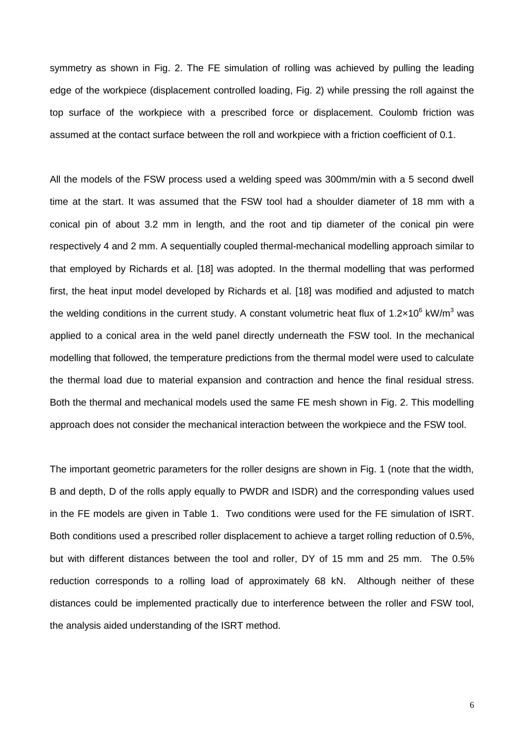symmetry as shown in Fig. 2. The FE simulation of rolling was achieved by pulling the leading edge of the workpiece (displacement controlled loading, Fig. 2) while pressing the roll against the top surface of the workpiece with a prescribed force or displacement. Coulomb friction was assumed at the contact surface between the roll and workpiece with a friction coefficient of 0.1.

All the models of the FSW process used a welding speed was 300mm/min with a 5 second dwell time at the start. It was assumed that the FSW tool had a shoulder diameter of 18 mm with a conical pin of about 3.2 mm in length, and the root and tip diameter of the conical pin were respectively 4 and 2 mm. A sequentially coupled thermal-mechanical modelling approach similar to that employed by Richards et al. [18] was adopted. In the thermal modelling that was performed first, the heat input model developed by Richards et al. [18] was modified and adjusted to match the welding conditions in the current study. A constant volumetric heat flux of $1.2 \times 10^6$ kW/m$^3$ was applied to a conical area in the weld panel directly underneath the FSW tool. In the mechanical modelling that followed, the temperature predictions from the thermal model were used to calculate the thermal load due to material expansion and contraction and hence the final residual stress. Both the thermal and mechanical models used the same FE mesh shown in Fig. 2. This modelling approach does not consider the mechanical interaction between the workpiece and the FSW tool.

The important geometric parameters for the roller designs are shown in Fig. 1 (note that the width, B and depth, D of the rolls apply equally to PWDR and ISDR) and the corresponding values used in the FE models are given in Table 1. Two conditions were used for the FE simulation of ISRT. Both conditions used a prescribed roller displacement to achieve a target rolling reduction of 0.5%, but with different distances between the tool and roller, DY of 15 mm and 25 mm. The 0.5% reduction corresponds to a rolling load of approximately 68 kN. Although neither of these distances could be implemented practically due to interference between the roller and FSW tool, the analysis aided understanding of the ISRT method.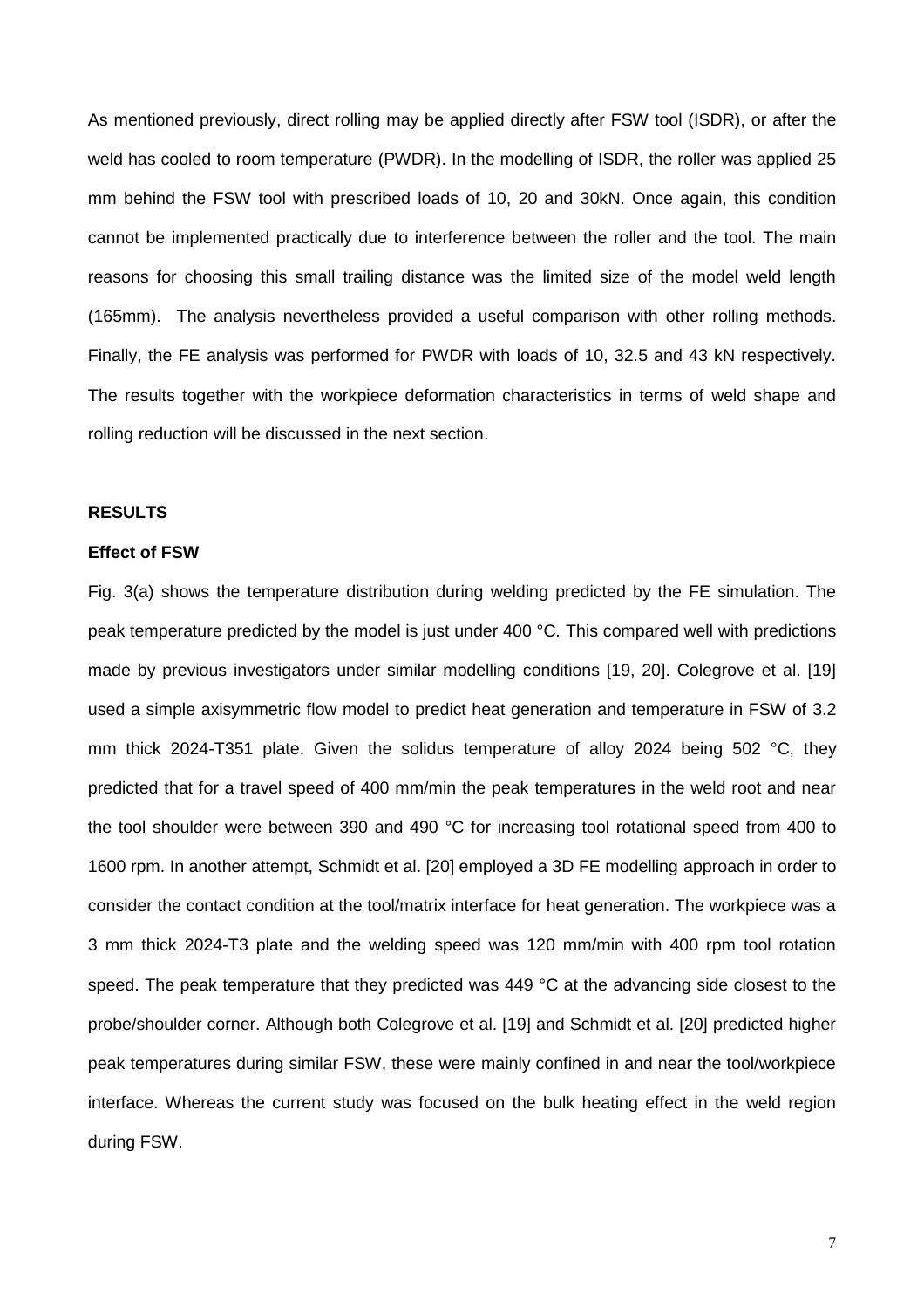As mentioned previously, direct rolling may be applied directly after FSW tool (ISDR), or after the weld has cooled to room temperature (PWDR). In the modelling of ISDR, the roller was applied 25 mm behind the FSW tool with prescribed loads of 10, 20 and 30kN. Once again, this condition cannot be implemented practically due to interference between the roller and the tool. The main reasons for choosing this small trailing distance was the limited size of the model weld length (165mm). The analysis nevertheless provided a useful comparison with other rolling methods. Finally, the FE analysis was performed for PWDR with loads of 10, 32.5 and 43 kN respectively. The results together with the workpiece deformation characteristics in terms of weld shape and rolling reduction will be discussed in the next section.

## RESULTS

### Effect of FSW

Fig. 3(a) shows the temperature distribution during welding predicted by the FE simulation. The peak temperature predicted by the model is just under 400 °C. This compared well with predictions made by previous investigators under similar modelling conditions [19, 20]. Colegrove et al. [19] used a simple axisymmetric flow model to predict heat generation and temperature in FSW of 3.2 mm thick 2024-T351 plate. Given the solidus temperature of alloy 2024 being 502 °C, they predicted that for a travel speed of 400 mm/min the peak temperatures in the weld root and near the tool shoulder were between 390 and 490 °C for increasing tool rotational speed from 400 to 1600 rpm. In another attempt, Schmidt et al. [20] employed a 3D FE modelling approach in order to consider the contact condition at the tool/matrix interface for heat generation. The workpiece was a 3 mm thick 2024-T3 plate and the welding speed was 120 mm/min with 400 rpm tool rotation speed. The peak temperature that they predicted was 449 °C at the advancing side closest to the probe/shoulder corner. Although both Colegrove et al. [19] and Schmidt et al. [20] predicted higher peak temperatures during similar FSW, these were mainly confined in and near the tool/workpiece interface. Whereas the current study was focused on the bulk heating effect in the weld region during FSW.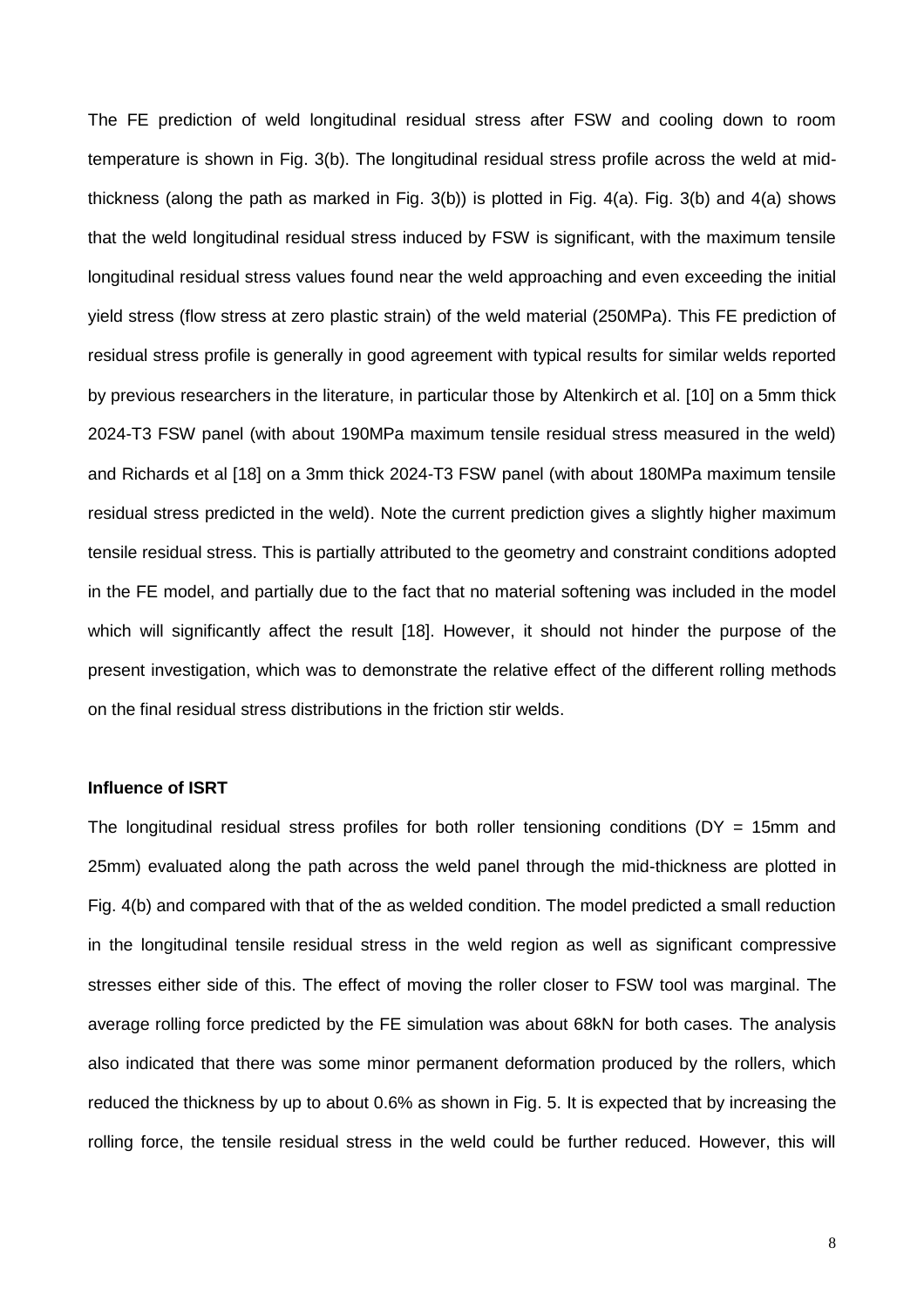The FE prediction of weld longitudinal residual stress after FSW and cooling down to room temperature is shown in Fig. 3(b). The longitudinal residual stress profile across the weld at mid-thickness (along the path as marked in Fig. 3(b)) is plotted in Fig. 4(a). Fig. 3(b) and 4(a) shows that the weld longitudinal residual stress induced by FSW is significant, with the maximum tensile longitudinal residual stress values found near the weld approaching and even exceeding the initial yield stress (flow stress at zero plastic strain) of the weld material (250MPa). This FE prediction of residual stress profile is generally in good agreement with typical results for similar welds reported by previous researchers in the literature, in particular those by Altenkirch et al. [10] on a 5mm thick 2024-T3 FSW panel (with about 190MPa maximum tensile residual stress measured in the weld) and Richards et al [18] on a 3mm thick 2024-T3 FSW panel (with about 180MPa maximum tensile residual stress predicted in the weld). Note the current prediction gives a slightly higher maximum tensile residual stress. This is partially attributed to the geometry and constraint conditions adopted in the FE model, and partially due to the fact that no material softening was included in the model which will significantly affect the result [18]. However, it should not hinder the purpose of the present investigation, which was to demonstrate the relative effect of the different rolling methods on the final residual stress distributions in the friction stir welds.

**Influence of ISRT**

The longitudinal residual stress profiles for both roller tensioning conditions (DY = 15mm and 25mm) evaluated along the path across the weld panel through the mid-thickness are plotted in Fig. 4(b) and compared with that of the as welded condition. The model predicted a small reduction in the longitudinal tensile residual stress in the weld region as well as significant compressive stresses either side of this. The effect of moving the roller closer to FSW tool was marginal. The average rolling force predicted by the FE simulation was about 68kN for both cases. The analysis also indicated that there was some minor permanent deformation produced by the rollers, which reduced the thickness by up to about 0.6% as shown in Fig. 5. It is expected that by increasing the rolling force, the tensile residual stress in the weld could be further reduced. However, this will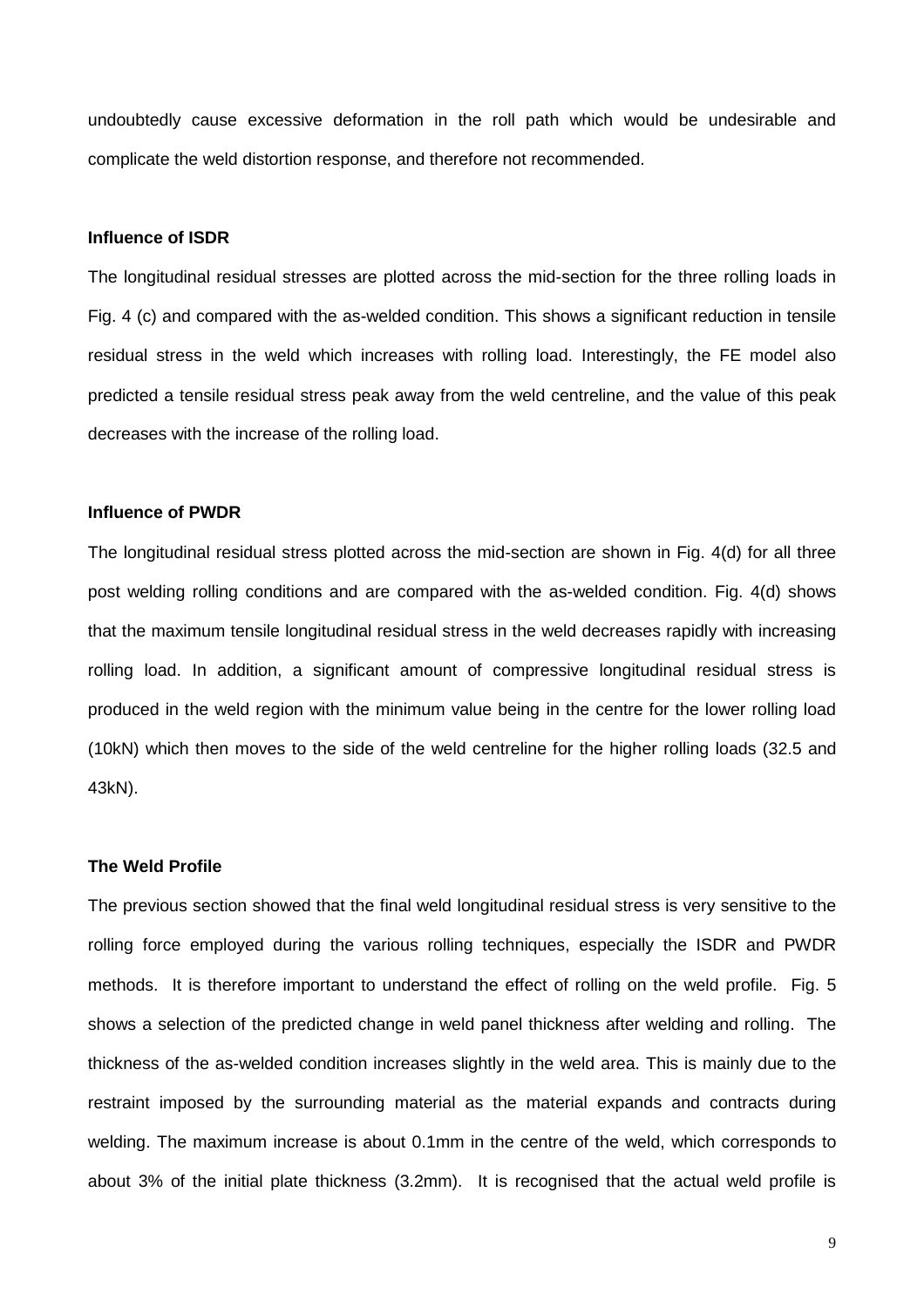undoubtedly cause excessive deformation in the roll path which would be undesirable and complicate the weld distortion response, and therefore not recommended.

**Influence of ISDR**

The longitudinal residual stresses are plotted across the mid-section for the three rolling loads in Fig. 4 (c) and compared with the as-welded condition. This shows a significant reduction in tensile residual stress in the weld which increases with rolling load. Interestingly, the FE model also predicted a tensile residual stress peak away from the weld centreline, and the value of this peak decreases with the increase of the rolling load.

**Influence of PWDR**

The longitudinal residual stress plotted across the mid-section are shown in Fig. 4(d) for all three post welding rolling conditions and are compared with the as-welded condition. Fig. 4(d) shows that the maximum tensile longitudinal residual stress in the weld decreases rapidly with increasing rolling load. In addition, a significant amount of compressive longitudinal residual stress is produced in the weld region with the minimum value being in the centre for the lower rolling load (10kN) which then moves to the side of the weld centreline for the higher rolling loads (32.5 and 43kN).

**The Weld Profile**

The previous section showed that the final weld longitudinal residual stress is very sensitive to the rolling force employed during the various rolling techniques, especially the ISDR and PWDR methods. It is therefore important to understand the effect of rolling on the weld profile. Fig. 5 shows a selection of the predicted change in weld panel thickness after welding and rolling. The thickness of the as-welded condition increases slightly in the weld area. This is mainly due to the restraint imposed by the surrounding material as the material expands and contracts during welding. The maximum increase is about 0.1mm in the centre of the weld, which corresponds to about 3% of the initial plate thickness (3.2mm). It is recognised that the actual weld profile is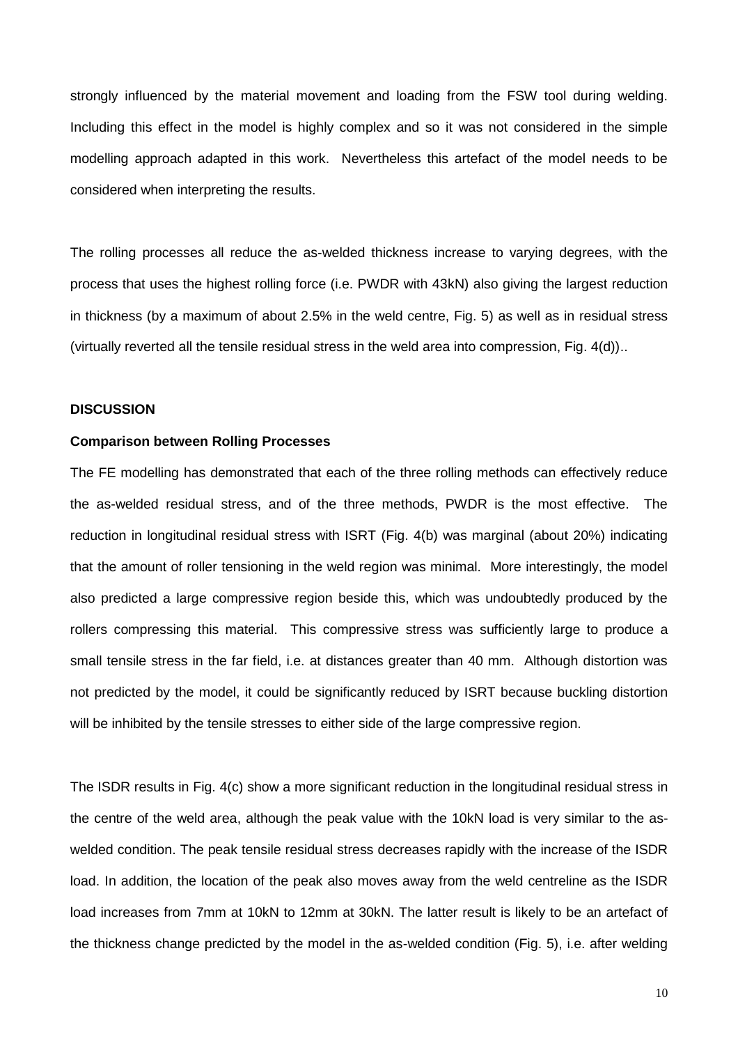strongly influenced by the material movement and loading from the FSW tool during welding. Including this effect in the model is highly complex and so it was not considered in the simple modelling approach adapted in this work. Nevertheless this artefact of the model needs to be considered when interpreting the results.

The rolling processes all reduce the as-welded thickness increase to varying degrees, with the process that uses the highest rolling force (i.e. PWDR with 43kN) also giving the largest reduction in thickness (by a maximum of about 2.5% in the weld centre, Fig. 5) as well as in residual stress (virtually reverted all the tensile residual stress in the weld area into compression, Fig. 4(d))..

## DISCUSSION

### Comparison between Rolling Processes

The FE modelling has demonstrated that each of the three rolling methods can effectively reduce the as-welded residual stress, and of the three methods, PWDR is the most effective. The reduction in longitudinal residual stress with ISRT (Fig. 4(b) was marginal (about 20%) indicating that the amount of roller tensioning in the weld region was minimal. More interestingly, the model also predicted a large compressive region beside this, which was undoubtedly produced by the rollers compressing this material. This compressive stress was sufficiently large to produce a small tensile stress in the far field, i.e. at distances greater than 40 mm. Although distortion was not predicted by the model, it could be significantly reduced by ISRT because buckling distortion will be inhibited by the tensile stresses to either side of the large compressive region.

The ISDR results in Fig. 4(c) show a more significant reduction in the longitudinal residual stress in the centre of the weld area, although the peak value with the 10kN load is very similar to the as-welded condition. The peak tensile residual stress decreases rapidly with the increase of the ISDR load. In addition, the location of the peak also moves away from the weld centreline as the ISDR load increases from 7mm at 10kN to 12mm at 30kN. The latter result is likely to be an artefact of the thickness change predicted by the model in the as-welded condition (Fig. 5), i.e. after welding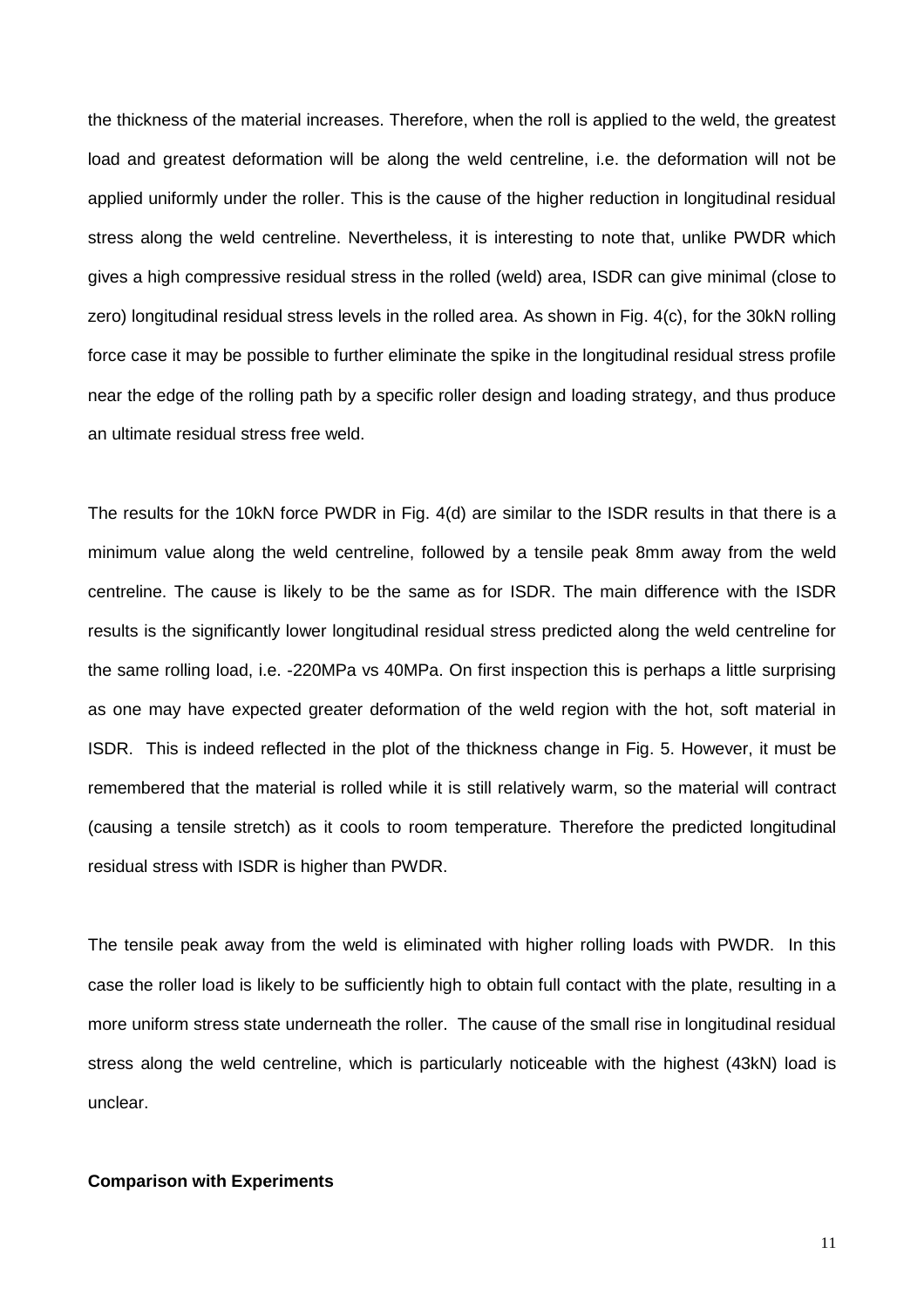the thickness of the material increases. Therefore, when the roll is applied to the weld, the greatest load and greatest deformation will be along the weld centreline, i.e. the deformation will not be applied uniformly under the roller. This is the cause of the higher reduction in longitudinal residual stress along the weld centreline. Nevertheless, it is interesting to note that, unlike PWDR which gives a high compressive residual stress in the rolled (weld) area, ISDR can give minimal (close to zero) longitudinal residual stress levels in the rolled area. As shown in Fig. 4(c), for the 30kN rolling force case it may be possible to further eliminate the spike in the longitudinal residual stress profile near the edge of the rolling path by a specific roller design and loading strategy, and thus produce an ultimate residual stress free weld.

The results for the 10kN force PWDR in Fig. 4(d) are similar to the ISDR results in that there is a minimum value along the weld centreline, followed by a tensile peak 8mm away from the weld centreline. The cause is likely to be the same as for ISDR. The main difference with the ISDR results is the significantly lower longitudinal residual stress predicted along the weld centreline for the same rolling load, i.e. -220MPa vs 40MPa. On first inspection this is perhaps a little surprising as one may have expected greater deformation of the weld region with the hot, soft material in ISDR. This is indeed reflected in the plot of the thickness change in Fig. 5. However, it must be remembered that the material is rolled while it is still relatively warm, so the material will contract (causing a tensile stretch) as it cools to room temperature. Therefore the predicted longitudinal residual stress with ISDR is higher than PWDR.

The tensile peak away from the weld is eliminated with higher rolling loads with PWDR. In this case the roller load is likely to be sufficiently high to obtain full contact with the plate, resulting in a more uniform stress state underneath the roller. The cause of the small rise in longitudinal residual stress along the weld centreline, which is particularly noticeable with the highest (43kN) load is unclear.

**Comparison with Experiments**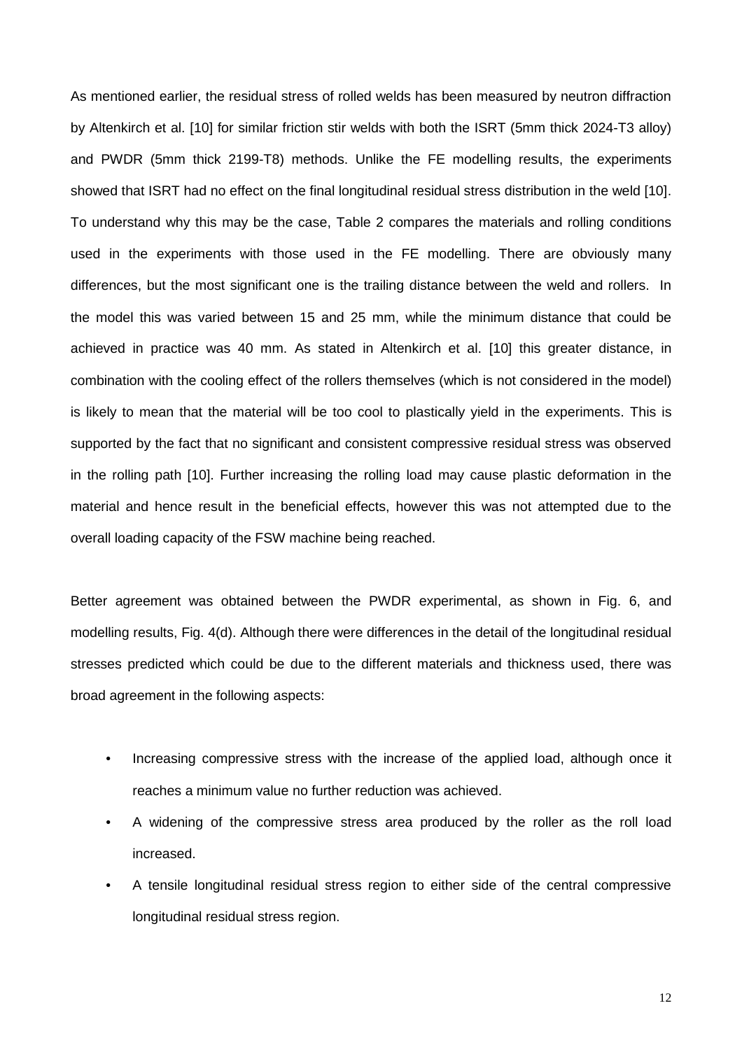As mentioned earlier, the residual stress of rolled welds has been measured by neutron diffraction by Altenkirch et al. [10] for similar friction stir welds with both the ISRT (5mm thick 2024-T3 alloy) and PWDR (5mm thick 2199-T8) methods. Unlike the FE modelling results, the experiments showed that ISRT had no effect on the final longitudinal residual stress distribution in the weld [10]. To understand why this may be the case, Table 2 compares the materials and rolling conditions used in the experiments with those used in the FE modelling. There are obviously many differences, but the most significant one is the trailing distance between the weld and rollers. In the model this was varied between 15 and 25 mm, while the minimum distance that could be achieved in practice was 40 mm. As stated in Altenkirch et al. [10] this greater distance, in combination with the cooling effect of the rollers themselves (which is not considered in the model) is likely to mean that the material will be too cool to plastically yield in the experiments. This is supported by the fact that no significant and consistent compressive residual stress was observed in the rolling path [10]. Further increasing the rolling load may cause plastic deformation in the material and hence result in the beneficial effects, however this was not attempted due to the overall loading capacity of the FSW machine being reached.

Better agreement was obtained between the PWDR experimental, as shown in Fig. 6, and modelling results, Fig. 4(d). Although there were differences in the detail of the longitudinal residual stresses predicted which could be due to the different materials and thickness used, there was broad agreement in the following aspects:

- Increasing compressive stress with the increase of the applied load, although once it reaches a minimum value no further reduction was achieved.
- A widening of the compressive stress area produced by the roller as the roll load increased.
- A tensile longitudinal residual stress region to either side of the central compressive longitudinal residual stress region.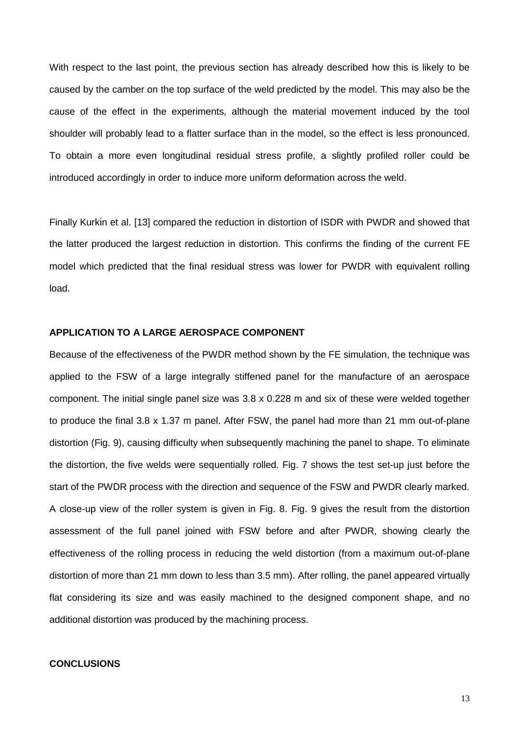With respect to the last point, the previous section has already described how this is likely to be caused by the camber on the top surface of the weld predicted by the model. This may also be the cause of the effect in the experiments, although the material movement induced by the tool shoulder will probably lead to a flatter surface than in the model, so the effect is less pronounced. To obtain a more even longitudinal residual stress profile, a slightly profiled roller could be introduced accordingly in order to induce more uniform deformation across the weld.

Finally Kurkin et al. [13] compared the reduction in distortion of ISDR with PWDR and showed that the latter produced the largest reduction in distortion. This confirms the finding of the current FE model which predicted that the final residual stress was lower for PWDR with equivalent rolling load.

## APPLICATION TO A LARGE AEROSPACE COMPONENT

Because of the effectiveness of the PWDR method shown by the FE simulation, the technique was applied to the FSW of a large integrally stiffened panel for the manufacture of an aerospace component. The initial single panel size was 3.8 x 0.228 m and six of these were welded together to produce the final 3.8 x 1.37 m panel. After FSW, the panel had more than 21 mm out-of-plane distortion (Fig. 9), causing difficulty when subsequently machining the panel to shape. To eliminate the distortion, the five welds were sequentially rolled. Fig. 7 shows the test set-up just before the start of the PWDR process with the direction and sequence of the FSW and PWDR clearly marked. A close-up view of the roller system is given in Fig. 8. Fig. 9 gives the result from the distortion assessment of the full panel joined with FSW before and after PWDR, showing clearly the effectiveness of the rolling process in reducing the weld distortion (from a maximum out-of-plane distortion of more than 21 mm down to less than 3.5 mm). After rolling, the panel appeared virtually flat considering its size and was easily machined to the designed component shape, and no additional distortion was produced by the machining process.

## CONCLUSIONS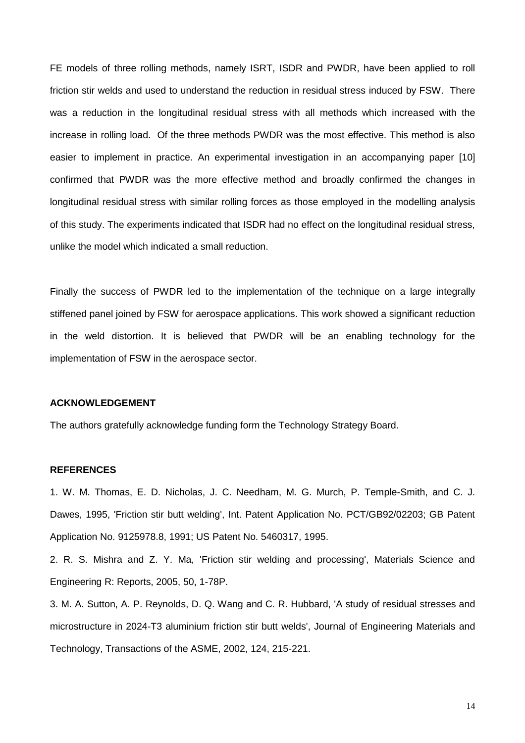FE models of three rolling methods, namely ISRT, ISDR and PWDR, have been applied to roll friction stir welds and used to understand the reduction in residual stress induced by FSW. There was a reduction in the longitudinal residual stress with all methods which increased with the increase in rolling load. Of the three methods PWDR was the most effective. This method is also easier to implement in practice. An experimental investigation in an accompanying paper [10] confirmed that PWDR was the more effective method and broadly confirmed the changes in longitudinal residual stress with similar rolling forces as those employed in the modelling analysis of this study. The experiments indicated that ISDR had no effect on the longitudinal residual stress, unlike the model which indicated a small reduction.

Finally the success of PWDR led to the implementation of the technique on a large integrally stiffened panel joined by FSW for aerospace applications. This work showed a significant reduction in the weld distortion. It is believed that PWDR will be an enabling technology for the implementation of FSW in the aerospace sector.

**ACKNOWLEDGEMENT**

The authors gratefully acknowledge funding form the Technology Strategy Board.

**REFERENCES**

1. W. M. Thomas, E. D. Nicholas, J. C. Needham, M. G. Murch, P. Temple-Smith, and C. J. Dawes, 1995, 'Friction stir butt welding', Int. Patent Application No. PCT/GB92/02203; GB Patent Application No. 9125978.8, 1991; US Patent No. 5460317, 1995.

2. R. S. Mishra and Z. Y. Ma, 'Friction stir welding and processing', Materials Science and Engineering R: Reports, 2005, 50, 1-78P.

3. M. A. Sutton, A. P. Reynolds, D. Q. Wang and C. R. Hubbard, 'A study of residual stresses and microstructure in 2024-T3 aluminium friction stir butt welds', Journal of Engineering Materials and Technology, Transactions of the ASME, 2002, 124, 215-221.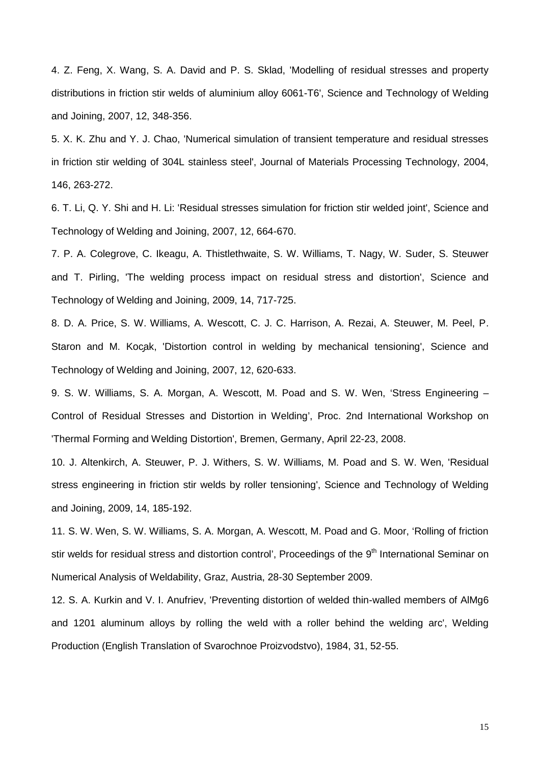4. Z. Feng, X. Wang, S. A. David and P. S. Sklad, 'Modelling of residual stresses and property distributions in friction stir welds of aluminium alloy 6061-T6', Science and Technology of Welding and Joining, 2007, 12, 348-356.

5. X. K. Zhu and Y. J. Chao, 'Numerical simulation of transient temperature and residual stresses in friction stir welding of 304L stainless steel', Journal of Materials Processing Technology, 2004, 146, 263-272.

6. T. Li, Q. Y. Shi and H. Li: 'Residual stresses simulation for friction stir welded joint', Science and Technology of Welding and Joining, 2007, 12, 664-670.

7. P. A. Colegrove, C. Ikeagu, A. Thistlethwaite, S. W. Williams, T. Nagy, W. Suder, S. Steuwer and T. Pirling, 'The welding process impact on residual stress and distortion', Science and Technology of Welding and Joining, 2009, 14, 717-725.

8. D. A. Price, S. W. Williams, A. Wescott, C. J. C. Harrison, A. Rezai, A. Steuwer, M. Peel, P. Staron and M. Koçak, 'Distortion control in welding by mechanical tensioning', Science and Technology of Welding and Joining, 2007, 12, 620-633.

9. S. W. Williams, S. A. Morgan, A. Wescott, M. Poad and S. W. Wen, 'Stress Engineering – Control of Residual Stresses and Distortion in Welding', Proc. 2nd International Workshop on 'Thermal Forming and Welding Distortion', Bremen, Germany, April 22-23, 2008.

10. J. Altenkirch, A. Steuwer, P. J. Withers, S. W. Williams, M. Poad and S. W. Wen, 'Residual stress engineering in friction stir welds by roller tensioning', Science and Technology of Welding and Joining, 2009, 14, 185-192.

11. S. W. Wen, S. W. Williams, S. A. Morgan, A. Wescott, M. Poad and G. Moor, 'Rolling of friction stir welds for residual stress and distortion control', Proceedings of the 9th International Seminar on Numerical Analysis of Weldability, Graz, Austria, 28-30 September 2009.

12. S. A. Kurkin and V. I. Anufriev, 'Preventing distortion of welded thin-walled members of AlMg6 and 1201 aluminum alloys by rolling the weld with a roller behind the welding arc', Welding Production (English Translation of Svarochnoe Proizvodstvo), 1984, 31, 52-55.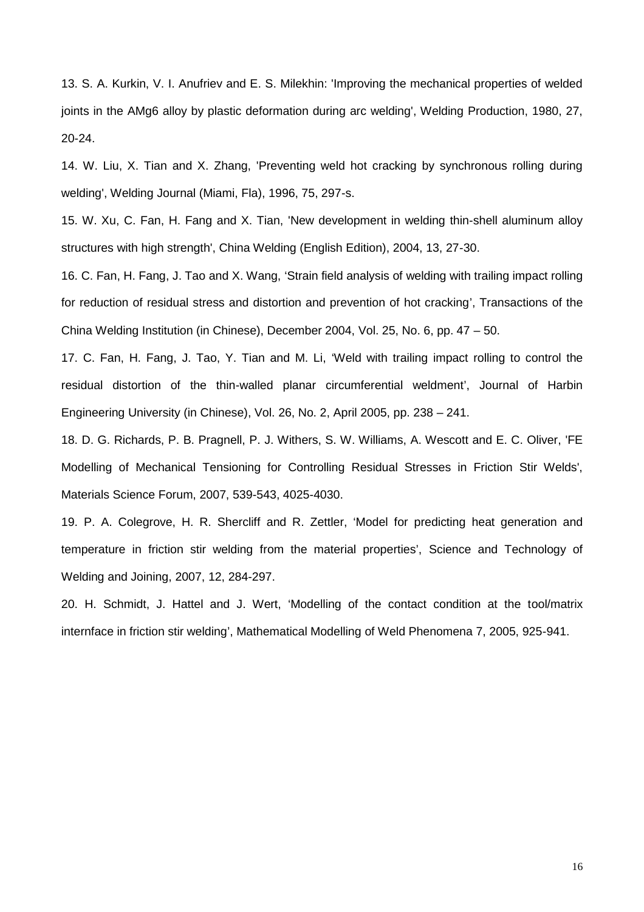13. S. A. Kurkin, V. I. Anufriev and E. S. Milekhin: 'Improving the mechanical properties of welded joints in the AMg6 alloy by plastic deformation during arc welding', Welding Production, 1980, 27, 20-24.

14. W. Liu, X. Tian and X. Zhang, 'Preventing weld hot cracking by synchronous rolling during welding', Welding Journal (Miami, Fla), 1996, 75, 297-s.

15. W. Xu, C. Fan, H. Fang and X. Tian, 'New development in welding thin-shell aluminum alloy structures with high strength', China Welding (English Edition), 2004, 13, 27-30.

16. C. Fan, H. Fang, J. Tao and X. Wang, 'Strain field analysis of welding with trailing impact rolling for reduction of residual stress and distortion and prevention of hot cracking', Transactions of the China Welding Institution (in Chinese), December 2004, Vol. 25, No. 6, pp. 47 – 50.

17. C. Fan, H. Fang, J. Tao, Y. Tian and M. Li, 'Weld with trailing impact rolling to control the residual distortion of the thin-walled planar circumferential weldment', Journal of Harbin Engineering University (in Chinese), Vol. 26, No. 2, April 2005, pp. 238 – 241.

18. D. G. Richards, P. B. Pragnell, P. J. Withers, S. W. Williams, A. Wescott and E. C. Oliver, 'FE Modelling of Mechanical Tensioning for Controlling Residual Stresses in Friction Stir Welds', Materials Science Forum, 2007, 539-543, 4025-4030.

19. P. A. Colegrove, H. R. Shercliff and R. Zettler, 'Model for predicting heat generation and temperature in friction stir welding from the material properties', Science and Technology of Welding and Joining, 2007, 12, 284-297.

20. H. Schmidt, J. Hattel and J. Wert, 'Modelling of the contact condition at the tool/matrix internface in friction stir welding', Mathematical Modelling of Weld Phenomena 7, 2005, 925-941.